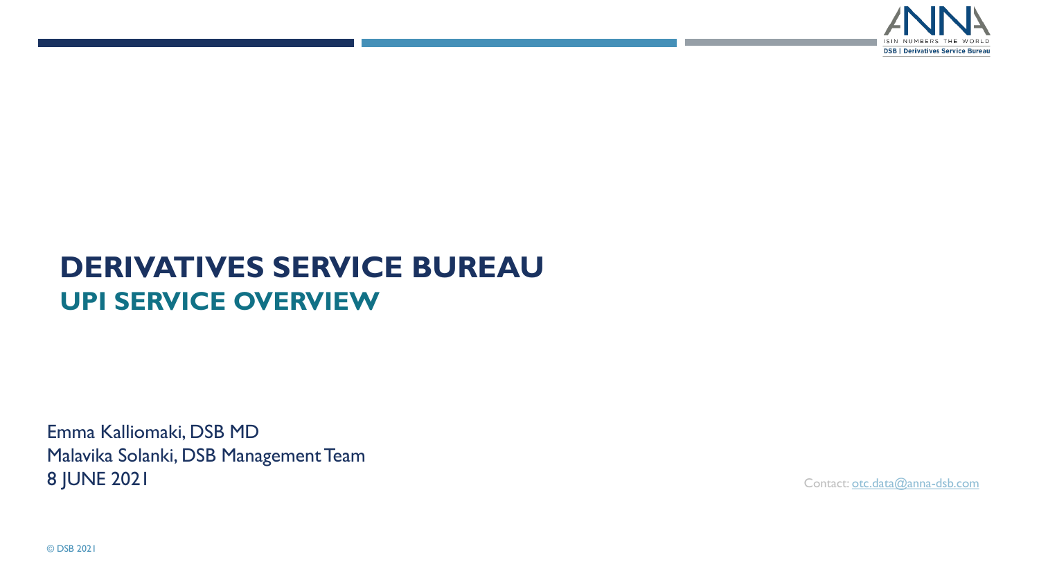# DERIVATIVES SERVICE BUREAU

## UPI SERVICE OVERVIEW

Emma Kalliomaki, DSB MD
Malavika Solanki, DSB Management Team
8 JUNE 2021

Contact: otc.data@anna-dsb.com

© DSB 2021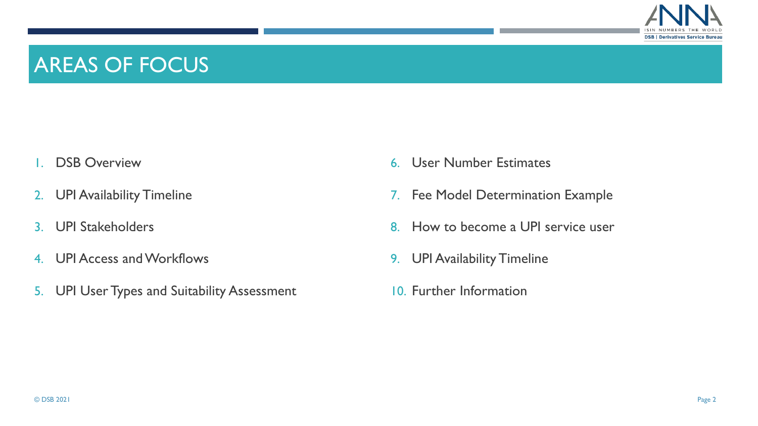# AREAS OF FOCUS

1. DSB Overview
2. UPI Availability Timeline
3. UPI Stakeholders
4. UPI Access and Workflows
5. UPI User Types and Suitability Assessment
6. User Number Estimates
7. Fee Model Determination Example
8. How to become a UPI service user
9. UPI Availability Timeline
10. Further Information

© DSB 2021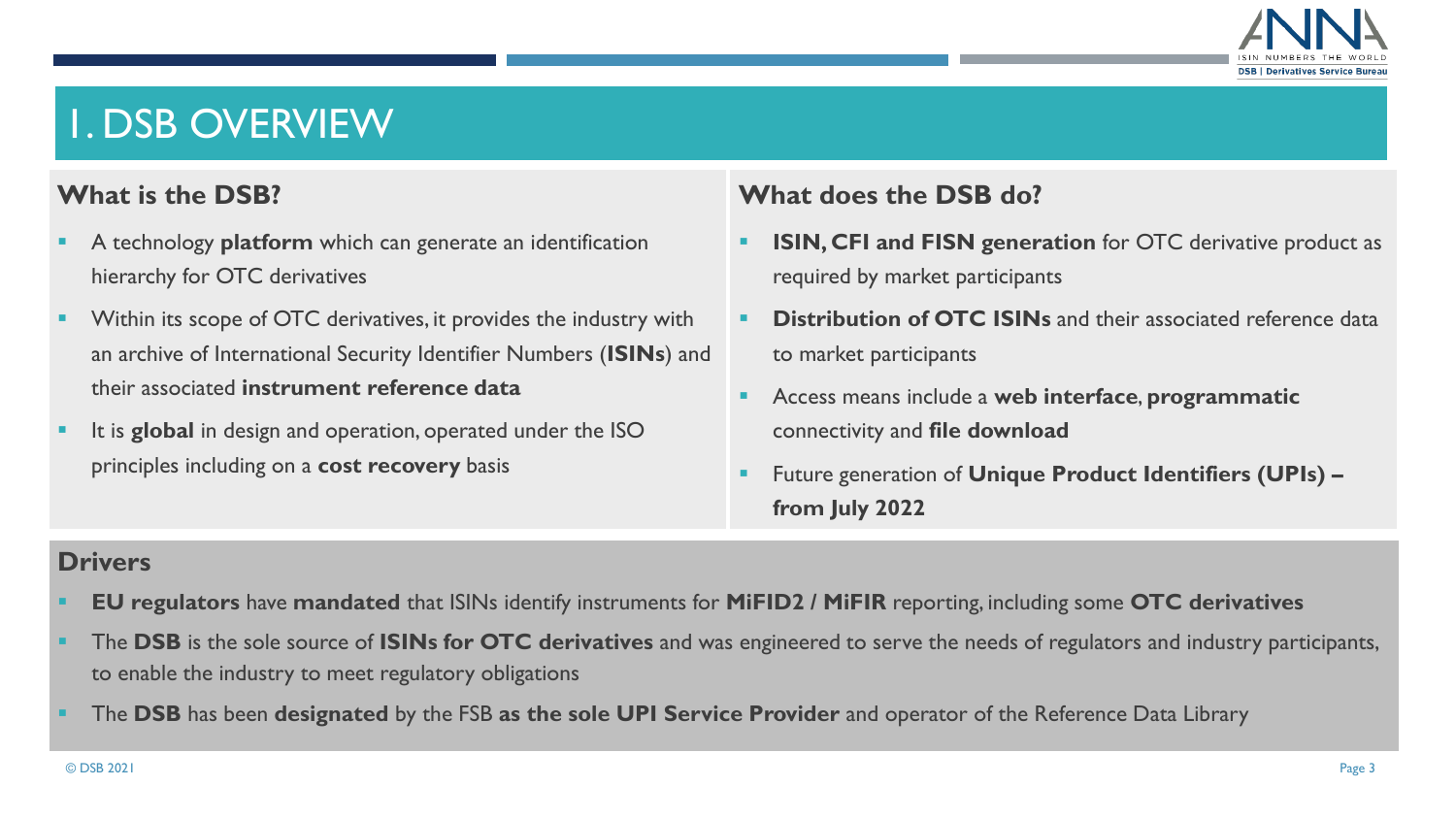# 1. DSB OVERVIEW

## What is the DSB?

- A technology **platform** which can generate an identification hierarchy for OTC derivatives
- Within its scope of OTC derivatives, it provides the industry with an archive of International Security Identifier Numbers (**ISINs**) and their associated **instrument reference data**
- It is **global** in design and operation, operated under the ISO principles including on a **cost recovery** basis

## What does the DSB do?

- **ISIN, CFI and FISN generation** for OTC derivative product as required by market participants
- **Distribution of OTC ISINs** and their associated reference data to market participants
- Access means include a **web interface**, **programmatic** connectivity and **file download**
- Future generation of **Unique Product Identifiers (UPIs) – from July 2022**

## Drivers

- **EU regulators** have **mandated** that ISINs identify instruments for **MiFID2 / MiFIR** reporting, including some **OTC derivatives**
- The **DSB** is the sole source of **ISINs for OTC derivatives** and was engineered to serve the needs of regulators and industry participants, to enable the industry to meet regulatory obligations
- The **DSB** has been **designated** by the FSB **as the sole UPI Service Provider** and operator of the Reference Data Library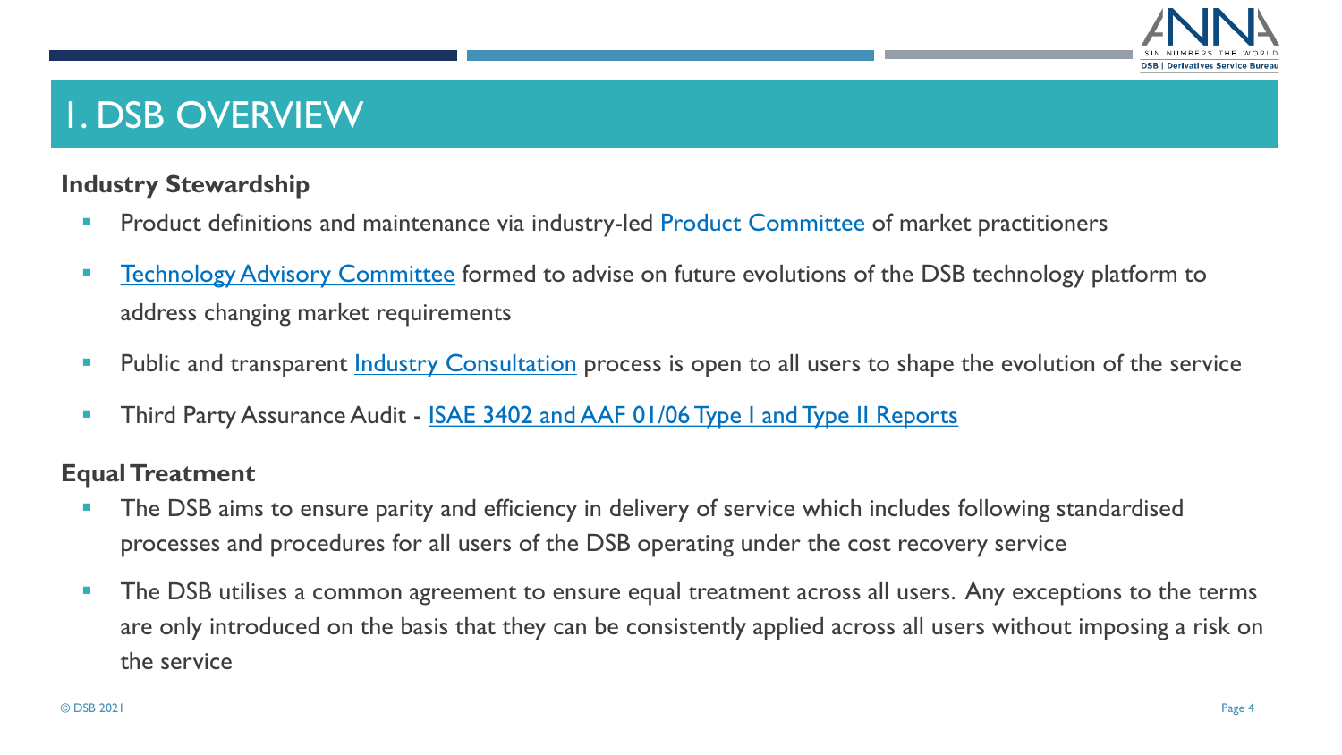# 1. DSB OVERVIEW

**Industry Stewardship**

- Product definitions and maintenance via industry-led Product Committee of market practitioners
- Technology Advisory Committee formed to advise on future evolutions of the DSB technology platform to address changing market requirements
- Public and transparent Industry Consultation process is open to all users to shape the evolution of the service
- Third Party Assurance Audit - ISAE 3402 and AAF 01/06 Type I and Type II Reports

**Equal Treatment**

- The DSB aims to ensure parity and efficiency in delivery of service which includes following standardised processes and procedures for all users of the DSB operating under the cost recovery service
- The DSB utilises a common agreement to ensure equal treatment across all users. Any exceptions to the terms are only introduced on the basis that they can be consistently applied across all users without imposing a risk on the service

© DSB 2021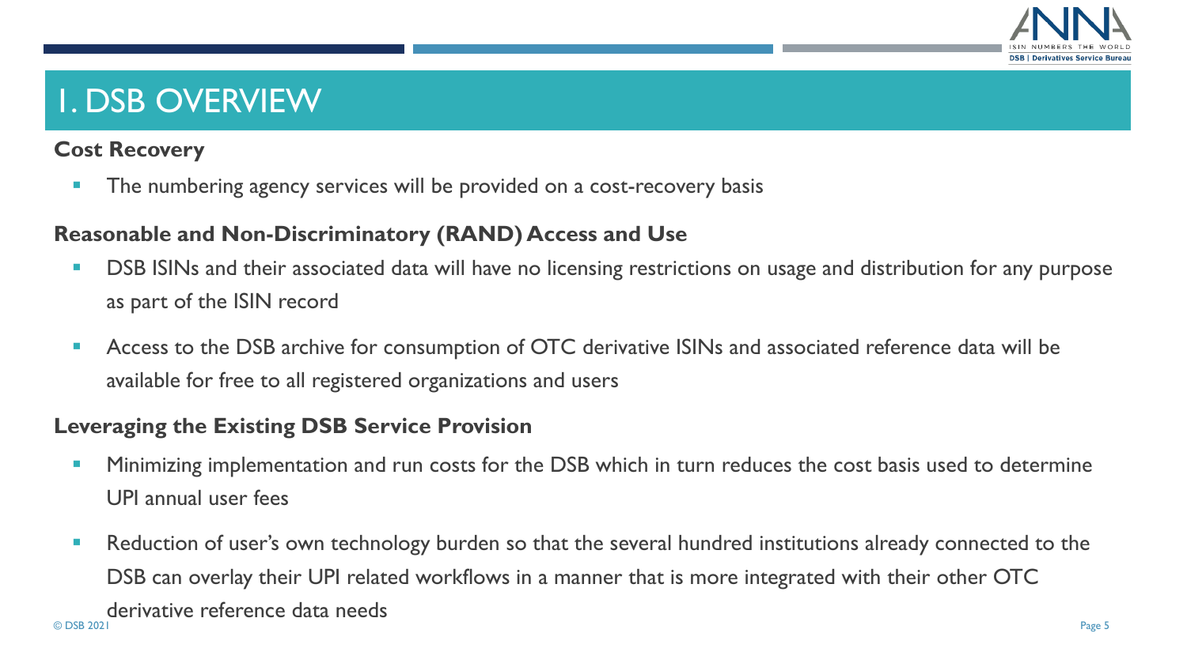# I. DSB OVERVIEW

### Cost Recovery

- The numbering agency services will be provided on a cost-recovery basis

### Reasonable and Non-Discriminatory (RAND) Access and Use

- DSB ISINs and their associated data will have no licensing restrictions on usage and distribution for any purpose as part of the ISIN record
- Access to the DSB archive for consumption of OTC derivative ISINs and associated reference data will be available for free to all registered organizations and users

### Leveraging the Existing DSB Service Provision

- Minimizing implementation and run costs for the DSB which in turn reduces the cost basis used to determine UPI annual user fees
- Reduction of user's own technology burden so that the several hundred institutions already connected to the DSB can overlay their UPI related workflows in a manner that is more integrated with their other OTC derivative reference data needs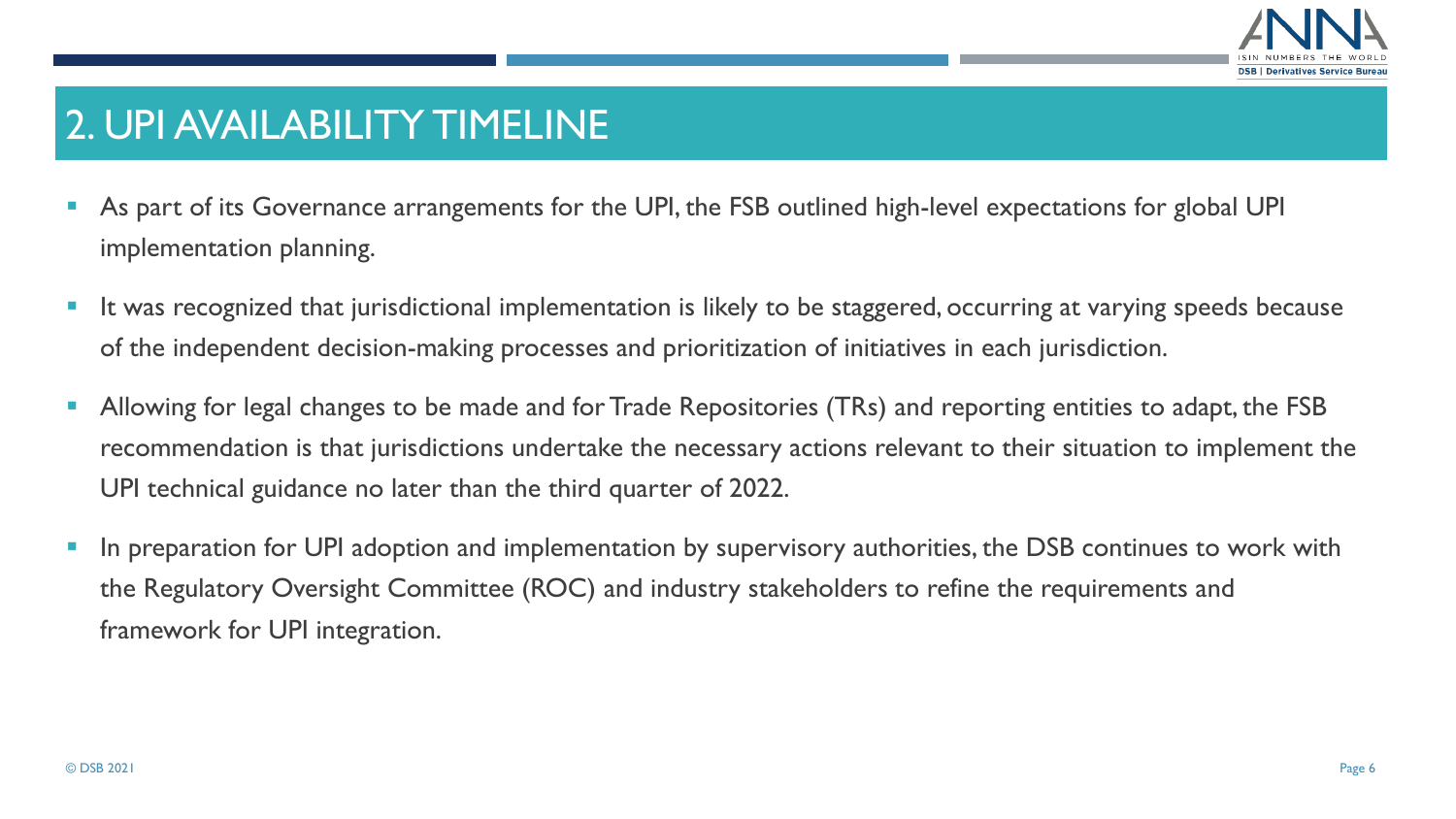## 2. UPI AVAILABILITY TIMELINE

- As part of its Governance arrangements for the UPI, the FSB outlined high-level expectations for global UPI implementation planning.
- It was recognized that jurisdictional implementation is likely to be staggered, occurring at varying speeds because of the independent decision-making processes and prioritization of initiatives in each jurisdiction.
- Allowing for legal changes to be made and for Trade Repositories (TRs) and reporting entities to adapt, the FSB recommendation is that jurisdictions undertake the necessary actions relevant to their situation to implement the UPI technical guidance no later than the third quarter of 2022.
- In preparation for UPI adoption and implementation by supervisory authorities, the DSB continues to work with the Regulatory Oversight Committee (ROC) and industry stakeholders to refine the requirements and framework for UPI integration.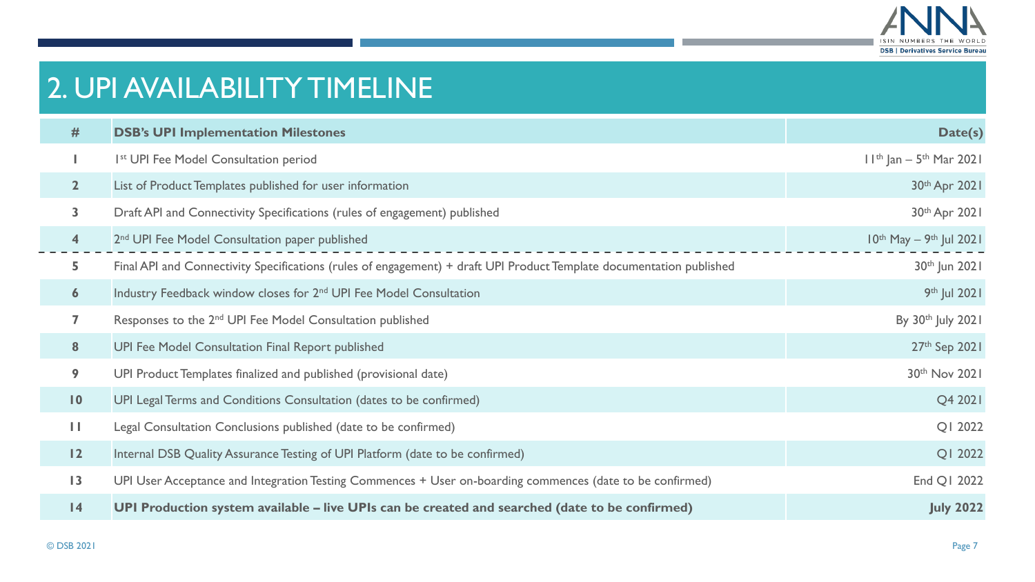# 2. UPI AVAILABILITY TIMELINE

| # | **DSB's UPI Implementation Milestones** | **Date(s)** |
|---|---|---|
| 1 | 1st UPI Fee Model Consultation period | 11th Jan – 5th Mar 2021 |
| 2 | List of Product Templates published for user information | 30th Apr 2021 |
| 3 | Draft API and Connectivity Specifications (rules of engagement) published | 30th Apr 2021 |
| 4 | 2nd UPI Fee Model Consultation paper published | 10th May – 9th Jul 2021 |
| 5 | Final API and Connectivity Specifications (rules of engagement) + draft UPI Product Template documentation published | 30th Jun 2021 |
| 6 | Industry Feedback window closes for 2nd UPI Fee Model Consultation | 9th Jul 2021 |
| 7 | Responses to the 2nd UPI Fee Model Consultation published | By 30th July 2021 |
| 8 | UPI Fee Model Consultation Final Report published | 27th Sep 2021 |
| 9 | UPI Product Templates finalized and published (provisional date) | 30th Nov 2021 |
| 10 | UPI Legal Terms and Conditions Consultation (dates to be confirmed) | Q4 2021 |
| 11 | Legal Consultation Conclusions published (date to be confirmed) | Q1 2022 |
| 12 | Internal DSB Quality Assurance Testing of UPI Platform (date to be confirmed) | Q1 2022 |
| 13 | UPI User Acceptance and Integration Testing Commences + User on-boarding commences (date to be confirmed) | End Q1 2022 |
| **14** | **UPI Production system available – live UPIs can be created and searched (date to be confirmed)** | **July 2022** |

© DSB 2021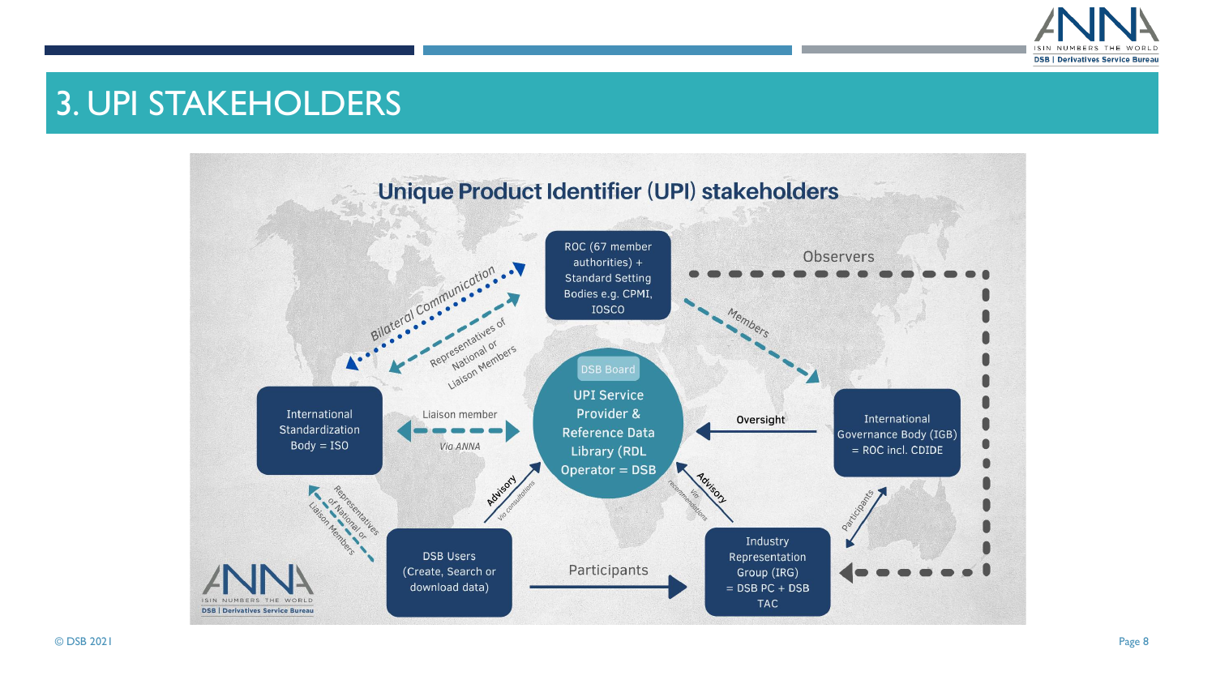# 3. UPI STAKEHOLDERS

## Unique Product Identifier (UPI) stakeholders

ROC (67 member authorities) + Standard Setting Bodies e.g. CPMI, IOSCO

Bilateral Communication

Representatives of National or Liaison Members

Observers

Members

DSB Board

UPI Service Provider & Reference Data Library (RDL Operator = DSB

International Standardization Body = ISO

Liaison member

*Via ANNA*

Oversight

International Governance Body (IGB) = ROC incl. CDIDE

Representatives of National or Liaison Members

Advisory

*via consultations*

Advisory

*via recommendations*

Participants

DSB Users (Create, Search or download data)

Participants

Industry Representation Group (IRG) = DSB PC + DSB TAC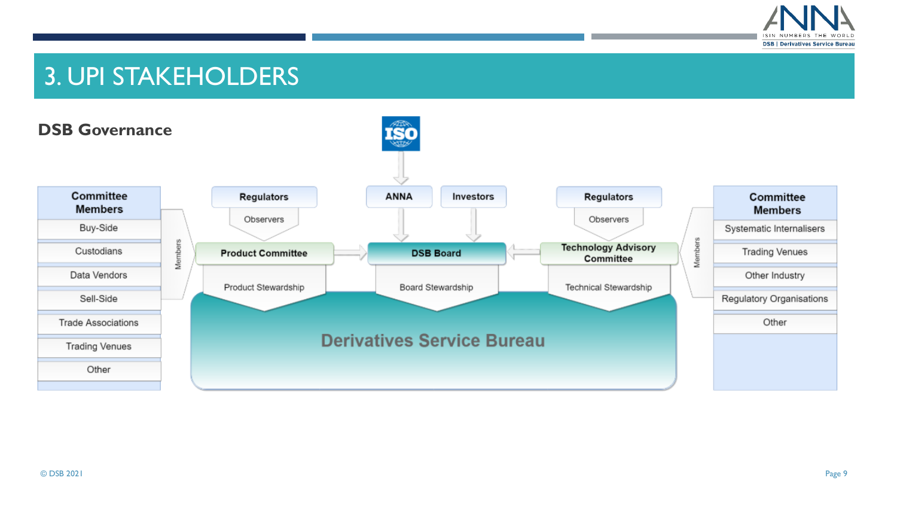# 3. UPI STAKEHOLDERS

## DSB Governance

ISO

| Committee Members |
| --- |
| Buy-Side |
| Custodians |
| Data Vendors |
| Sell-Side |
| Trade Associations |
| Trading Venues |
| Other |

Members

Regulators

Observers

**Product Committee**

Product Stewardship

ANNA

Investors

**DSB Board**

Board Stewardship

Regulators

Observers

**Technology Advisory Committee**

Technical Stewardship

Members

| Committee Members |
| --- |
| Systematic Internalisers |
| Trading Venues |
| Other Industry |
| Regulatory Organisations |
| Other |

**Derivatives Service Bureau**

© DSB 2021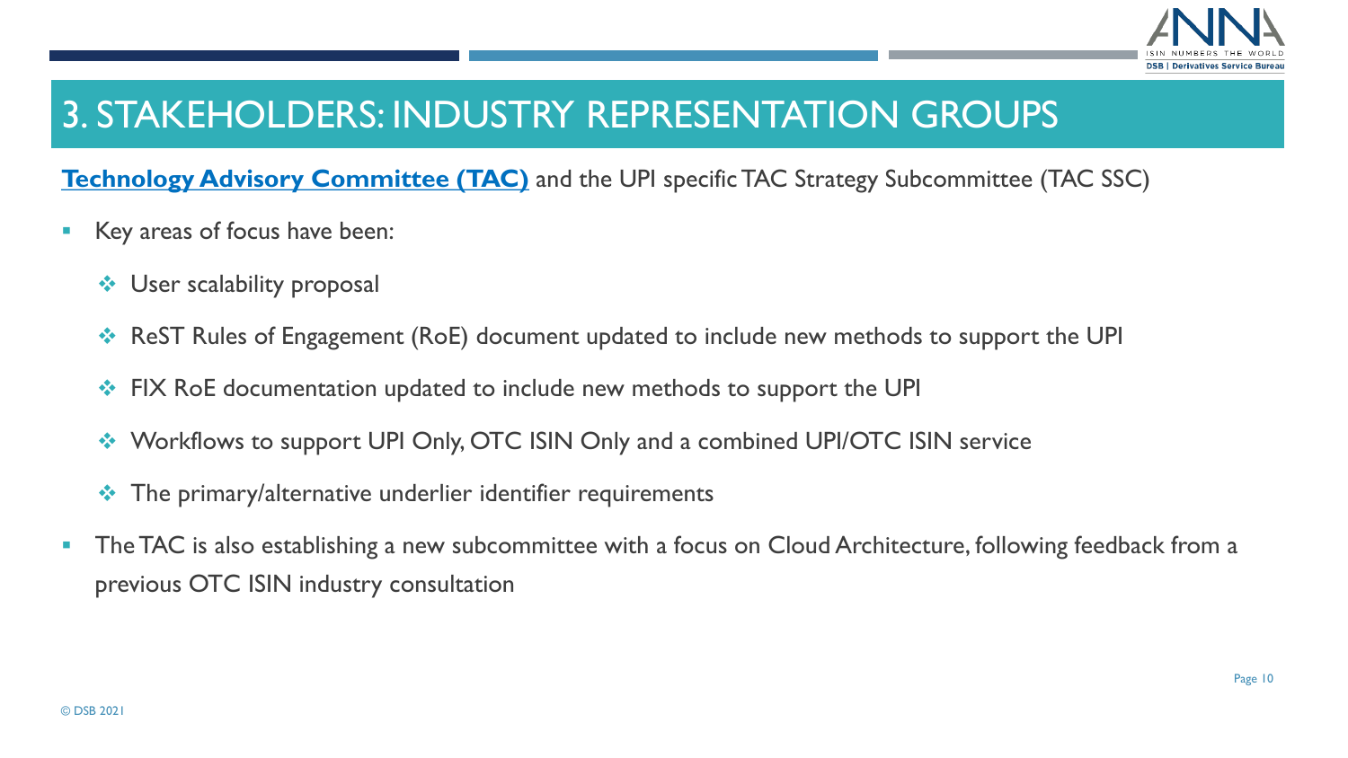# 3. STAKEHOLDERS: INDUSTRY REPRESENTATION GROUPS

**Technology Advisory Committee (TAC)** and the UPI specific TAC Strategy Subcommittee (TAC SSC)

- Key areas of focus have been:
  - User scalability proposal
  - ReST Rules of Engagement (RoE) document updated to include new methods to support the UPI
  - FIX RoE documentation updated to include new methods to support the UPI
  - Workflows to support UPI Only, OTC ISIN Only and a combined UPI/OTC ISIN service
  - The primary/alternative underlier identifier requirements
- The TAC is also establishing a new subcommittee with a focus on Cloud Architecture, following feedback from a previous OTC ISIN industry consultation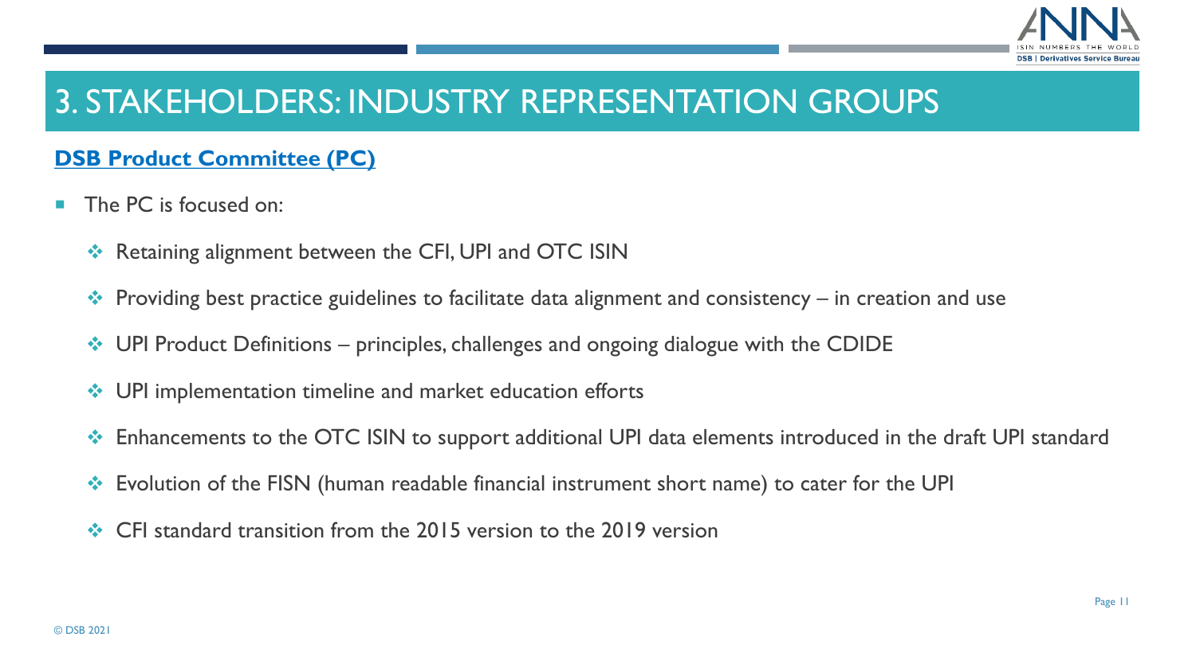# 3. STAKEHOLDERS: INDUSTRY REPRESENTATION GROUPS

**DSB Product Committee (PC)**

- The PC is focused on:
  - Retaining alignment between the CFI, UPI and OTC ISIN
  - Providing best practice guidelines to facilitate data alignment and consistency – in creation and use
  - UPI Product Definitions – principles, challenges and ongoing dialogue with the CDIDE
  - UPI implementation timeline and market education efforts
  - Enhancements to the OTC ISIN to support additional UPI data elements introduced in the draft UPI standard
  - Evolution of the FISN (human readable financial instrument short name) to cater for the UPI
  - CFI standard transition from the 2015 version to the 2019 version

© DSB 2021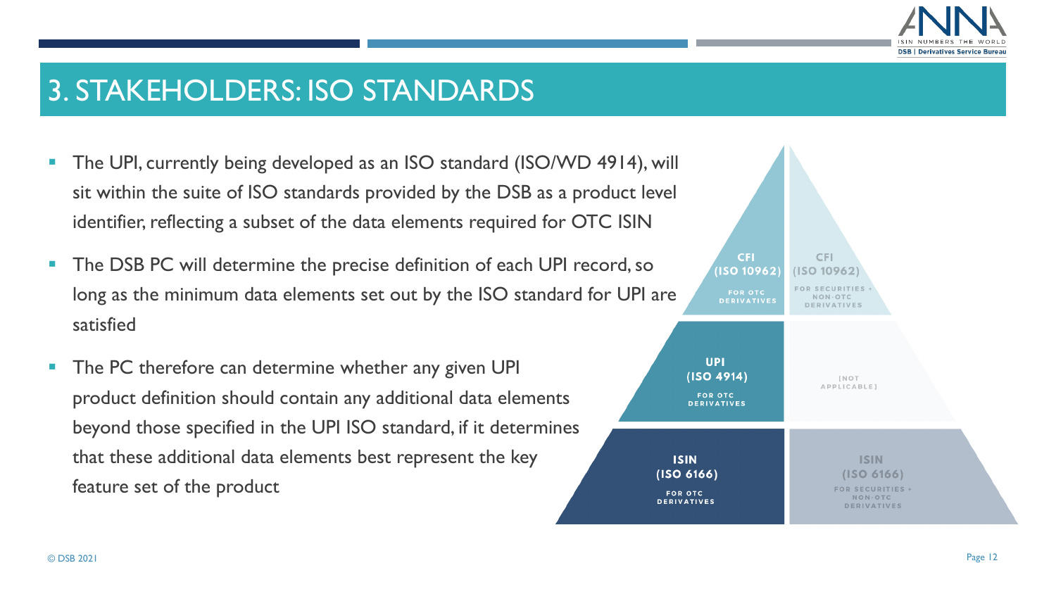# 3. STAKEHOLDERS: ISO STANDARDS

- The UPI, currently being developed as an ISO standard (ISO/WD 4914), will sit within the suite of ISO standards provided by the DSB as a product level identifier, reflecting a subset of the data elements required for OTC ISIN
- The DSB PC will determine the precise definition of each UPI record, so long as the minimum data elements set out by the ISO standard for UPI are satisfied
- The PC therefore can determine whether any given UPI product definition should contain any additional data elements beyond those specified in the UPI ISO standard, if it determines that these additional data elements best represent the key feature set of the product

| | |
|---|---|
| **CFI (ISO 10962)** FOR OTC DERIVATIVES | **CFI (ISO 10962)** FOR SECURITIES + NON-OTC DERIVATIVES |
| **UPI (ISO 4914)** FOR OTC DERIVATIVES | [NOT APPLICABLE] |
| **ISIN (ISO 6166)** FOR OTC DERIVATIVES | **ISIN (ISO 6166)** FOR SECURITIES + NON-OTC DERIVATIVES |

© DSB 2021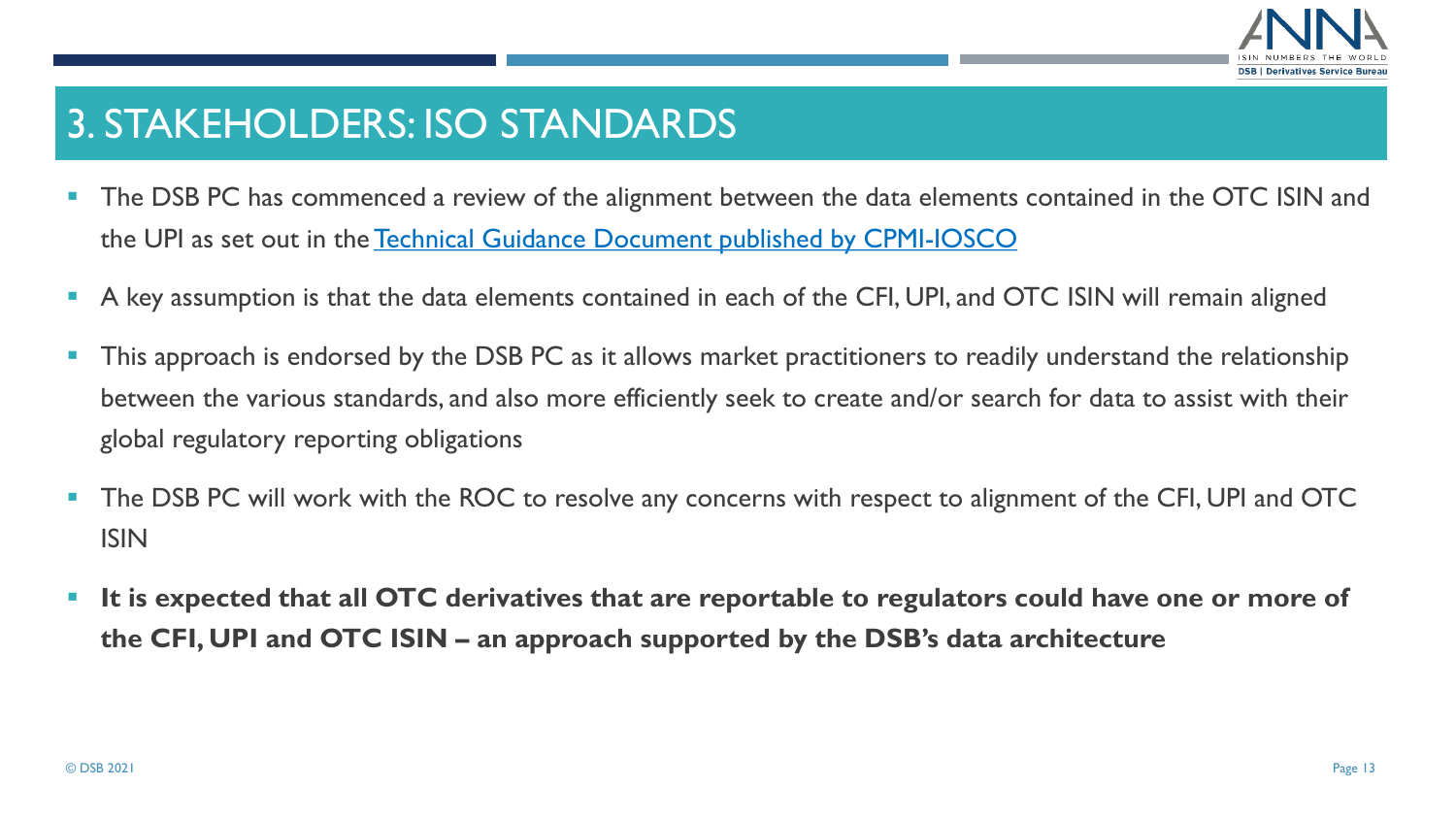# 3. STAKEHOLDERS: ISO STANDARDS

- The DSB PC has commenced a review of the alignment between the data elements contained in the OTC ISIN and the UPI as set out in the Technical Guidance Document published by CPMI-IOSCO
- A key assumption is that the data elements contained in each of the CFI, UPI, and OTC ISIN will remain aligned
- This approach is endorsed by the DSB PC as it allows market practitioners to readily understand the relationship between the various standards, and also more efficiently seek to create and/or search for data to assist with their global regulatory reporting obligations
- The DSB PC will work with the ROC to resolve any concerns with respect to alignment of the CFI, UPI and OTC ISIN
- **It is expected that all OTC derivatives that are reportable to regulators could have one or more of the CFI, UPI and OTC ISIN – an approach supported by the DSB's data architecture**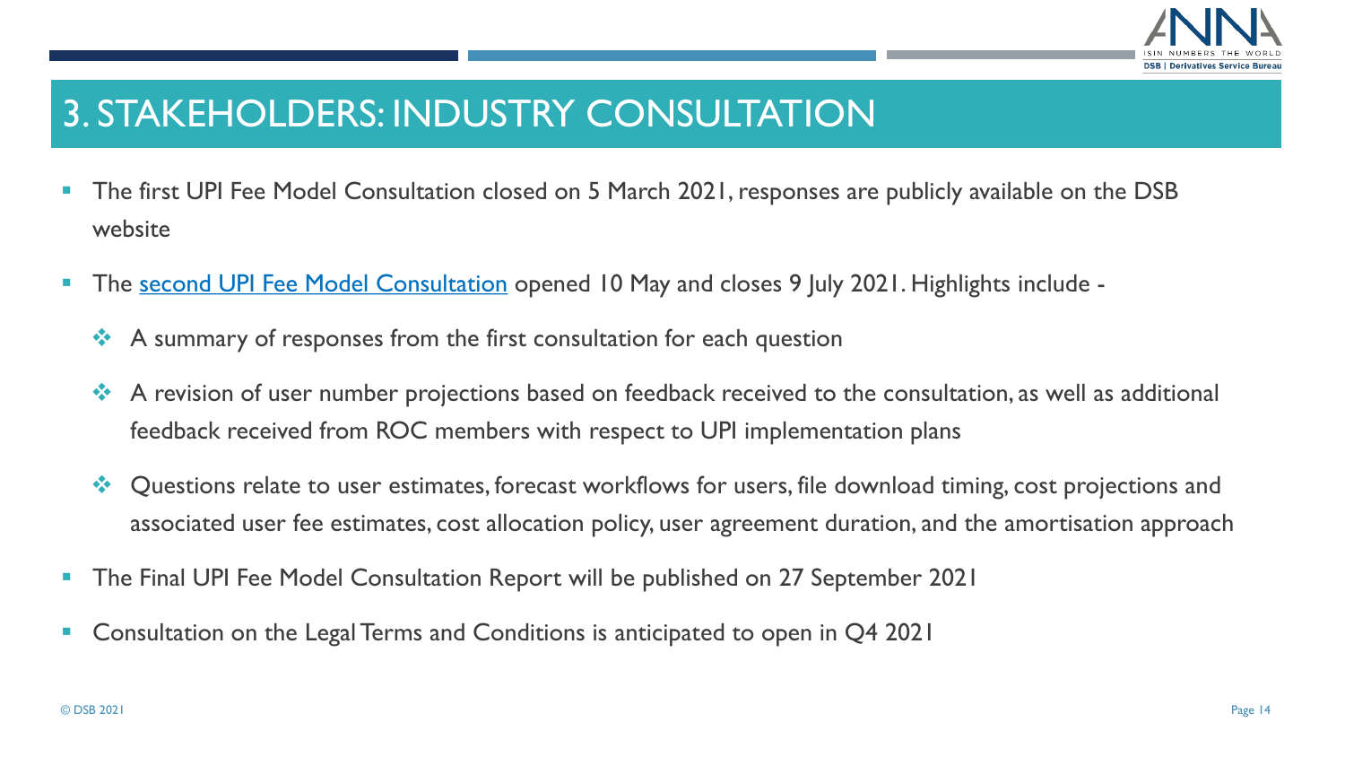# 3. STAKEHOLDERS: INDUSTRY CONSULTATION

- The first UPI Fee Model Consultation closed on 5 March 2021, responses are publicly available on the DSB website
- The second UPI Fee Model Consultation opened 10 May and closes 9 July 2021. Highlights include -
  - A summary of responses from the first consultation for each question
  - A revision of user number projections based on feedback received to the consultation, as well as additional feedback received from ROC members with respect to UPI implementation plans
  - Questions relate to user estimates, forecast workflows for users, file download timing, cost projections and associated user fee estimates, cost allocation policy, user agreement duration, and the amortisation approach
- The Final UPI Fee Model Consultation Report will be published on 27 September 2021
- Consultation on the Legal Terms and Conditions is anticipated to open in Q4 2021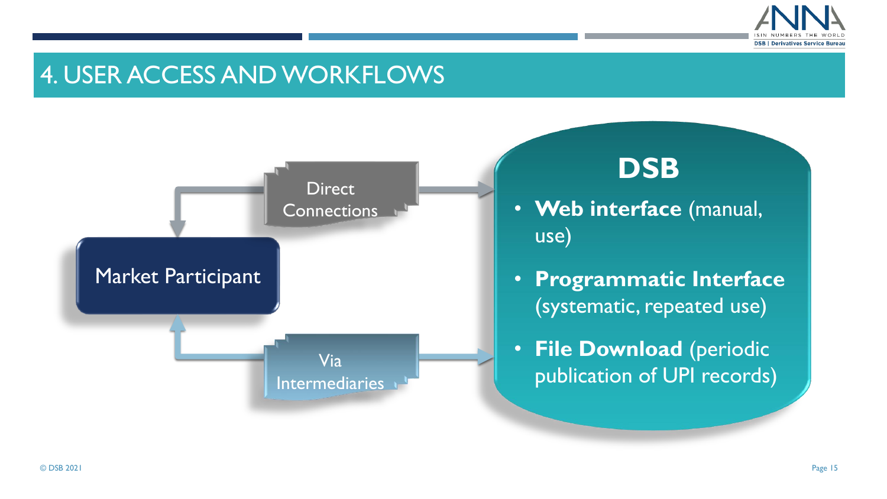# 4. USER ACCESS AND WORKFLOWS

Market Participant

Direct Connections

Via Intermediaries

## DSB

- **Web interface** (manual, use)
- **Programmatic Interface** (systematic, repeated use)
- **File Download** (periodic publication of UPI records)

© DSB 2021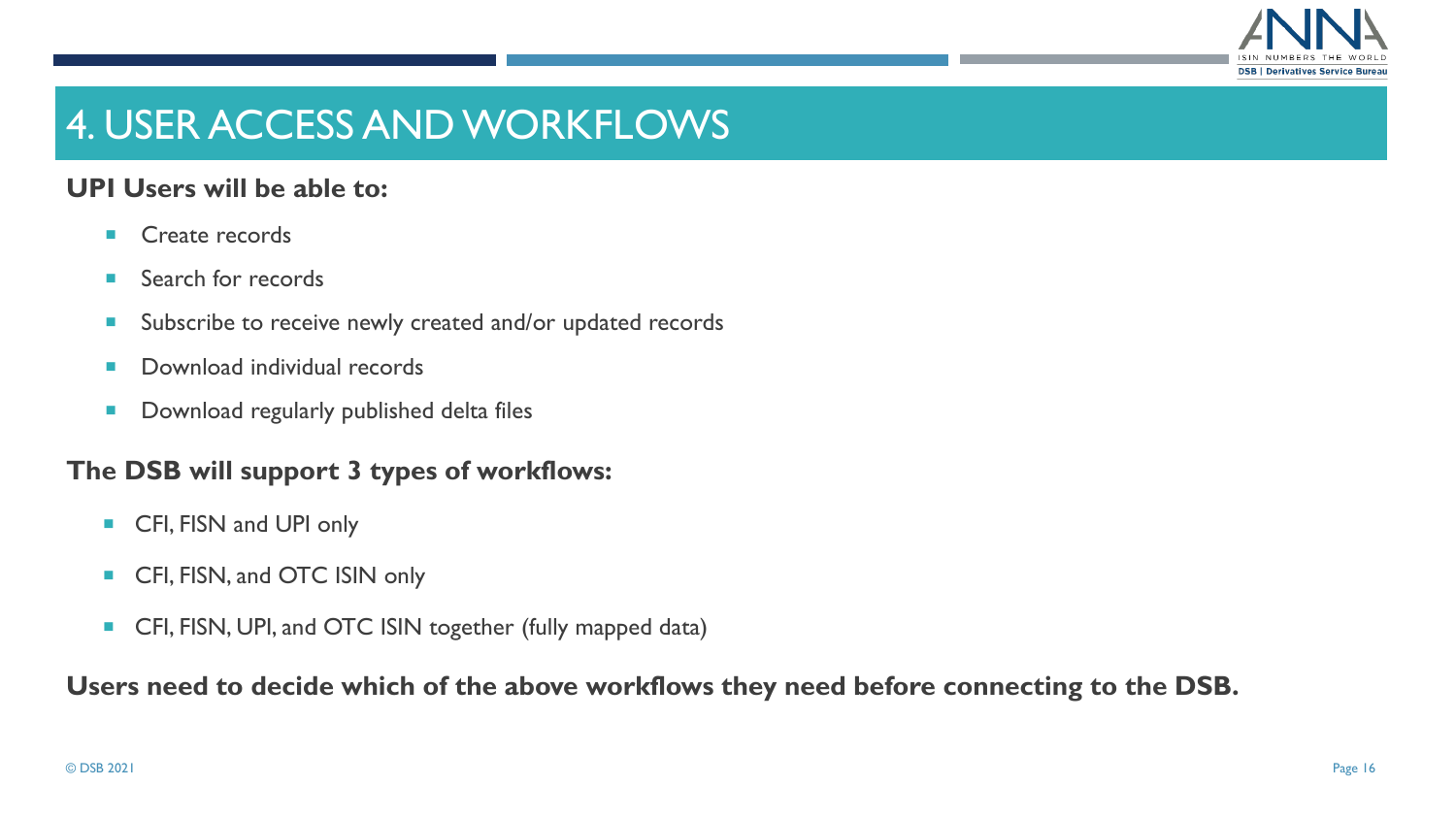# 4. USER ACCESS AND WORKFLOWS

**UPI Users will be able to:**

- Create records
- Search for records
- Subscribe to receive newly created and/or updated records
- Download individual records
- Download regularly published delta files

**The DSB will support 3 types of workflows:**

- CFI, FISN and UPI only
- CFI, FISN, and OTC ISIN only
- CFI, FISN, UPI, and OTC ISIN together (fully mapped data)

**Users need to decide which of the above workflows they need before connecting to the DSB.**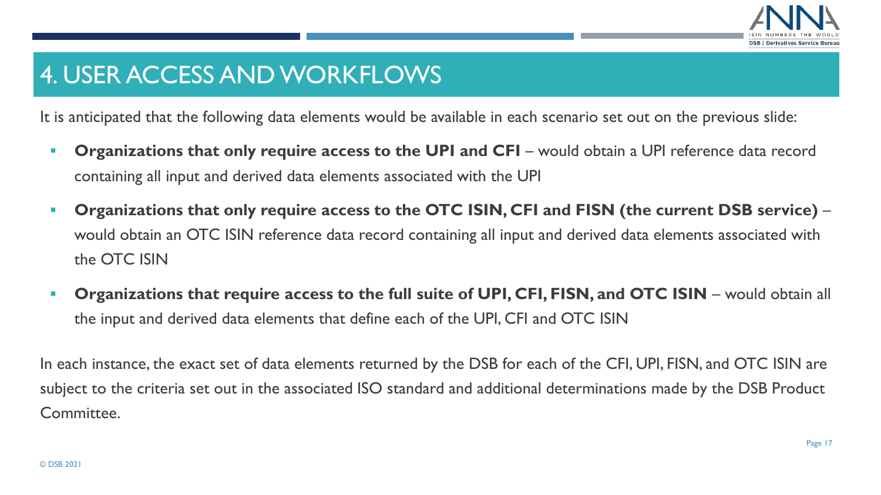# 4. USER ACCESS AND WORKFLOWS

It is anticipated that the following data elements would be available in each scenario set out on the previous slide:

- **Organizations that only require access to the UPI and CFI** – would obtain a UPI reference data record containing all input and derived data elements associated with the UPI
- **Organizations that only require access to the OTC ISIN, CFI and FISN (the current DSB service)** – would obtain an OTC ISIN reference data record containing all input and derived data elements associated with the OTC ISIN
- **Organizations that require access to the full suite of UPI, CFI, FISN, and OTC ISIN** – would obtain all the input and derived data elements that define each of the UPI, CFI and OTC ISIN

In each instance, the exact set of data elements returned by the DSB for each of the CFI, UPI, FISN, and OTC ISIN are subject to the criteria set out in the associated ISO standard and additional determinations made by the DSB Product Committee.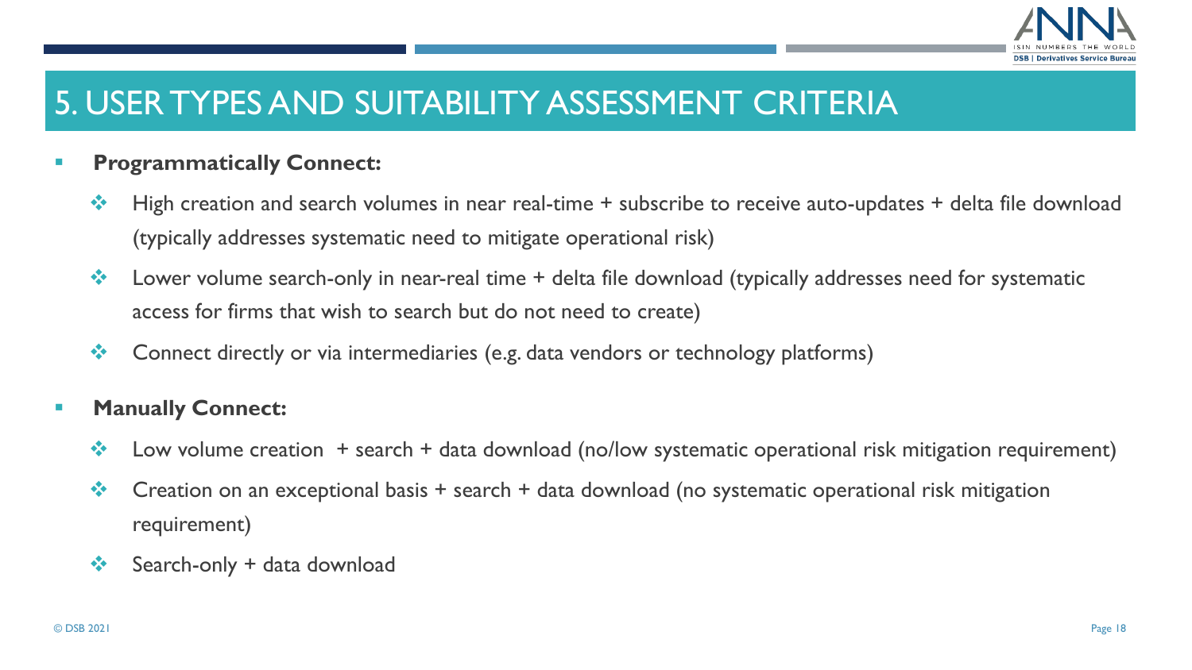# 5. USER TYPES AND SUITABILITY ASSESSMENT CRITERIA

- **Programmatically Connect:**
  - High creation and search volumes in near real-time + subscribe to receive auto-updates + delta file download (typically addresses systematic need to mitigate operational risk)
  - Lower volume search-only in near-real time + delta file download (typically addresses need for systematic access for firms that wish to search but do not need to create)
  - Connect directly or via intermediaries (e.g. data vendors or technology platforms)

- **Manually Connect:**
  - Low volume creation + search + data download (no/low systematic operational risk mitigation requirement)
  - Creation on an exceptional basis + search + data download (no systematic operational risk mitigation requirement)
  - Search-only + data download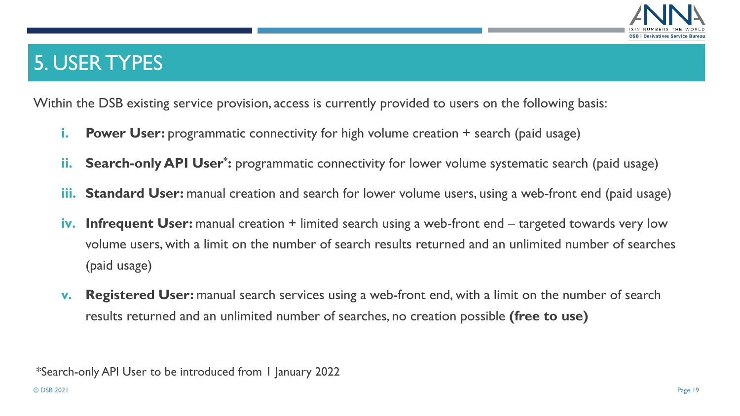# 5. USER TYPES

Within the DSB existing service provision, access is currently provided to users on the following basis:

i. **Power User:** programmatic connectivity for high volume creation + search (paid usage)

ii. **Search-only API User*:** programmatic connectivity for lower volume systematic search (paid usage)

iii. **Standard User:** manual creation and search for lower volume users, using a web-front end (paid usage)

iv. **Infrequent User:** manual creation + limited search using a web-front end – targeted towards very low volume users, with a limit on the number of search results returned and an unlimited number of searches (paid usage)

v. **Registered User:** manual search services using a web-front end, with a limit on the number of search results returned and an unlimited number of searches, no creation possible **(free to use)**

*Search-only API User to be introduced from 1 January 2022

© DSB 2021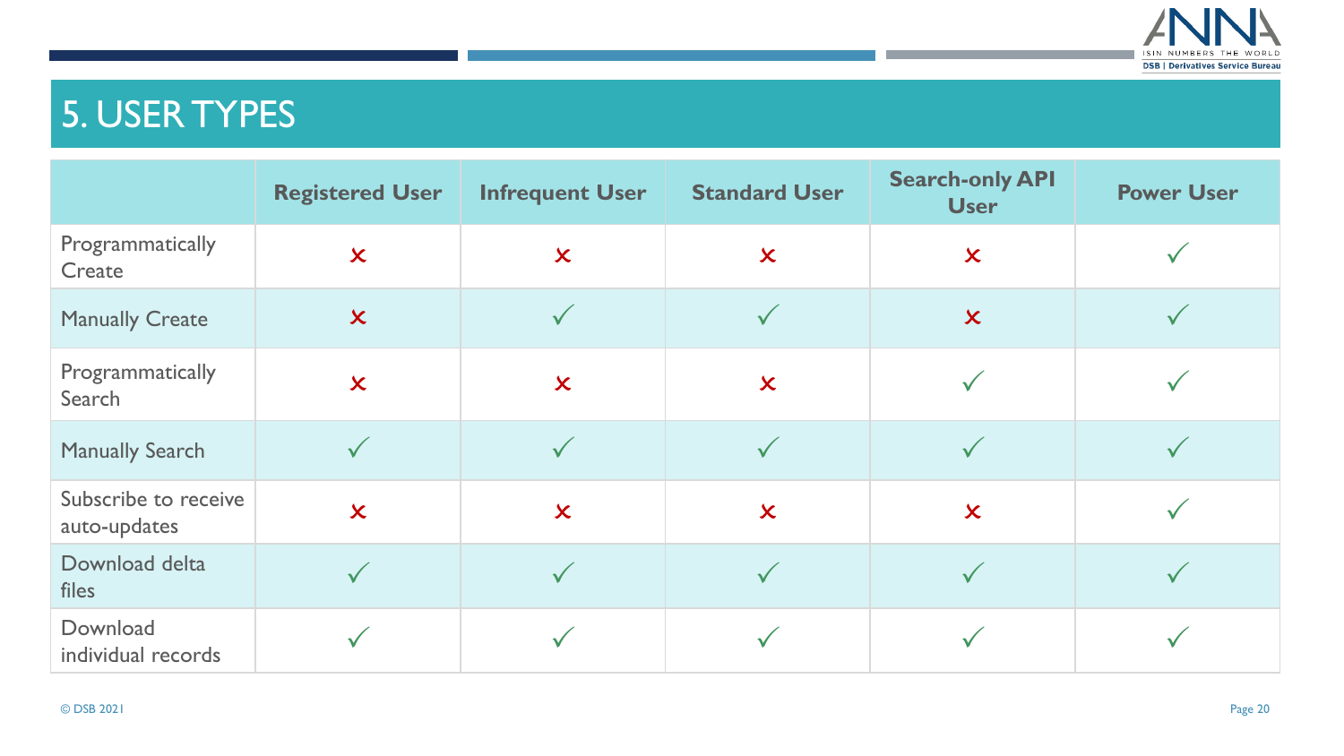# 5. USER TYPES

| | Registered User | Infrequent User | Standard User | Search-only API User | Power User |
|---|---|---|---|---|---|
| Programmatically Create | ✗ | ✗ | ✗ | ✗ | ✓ |
| Manually Create | ✗ | ✓ | ✓ | ✗ | ✓ |
| Programmatically Search | ✗ | ✗ | ✗ | ✓ | ✓ |
| Manually Search | ✓ | ✓ | ✓ | ✓ | ✓ |
| Subscribe to receive auto-updates | ✗ | ✗ | ✗ | ✗ | ✓ |
| Download delta files | ✓ | ✓ | ✓ | ✓ | ✓ |
| Download individual records | ✓ | ✓ | ✓ | ✓ | ✓ |

© DSB 2021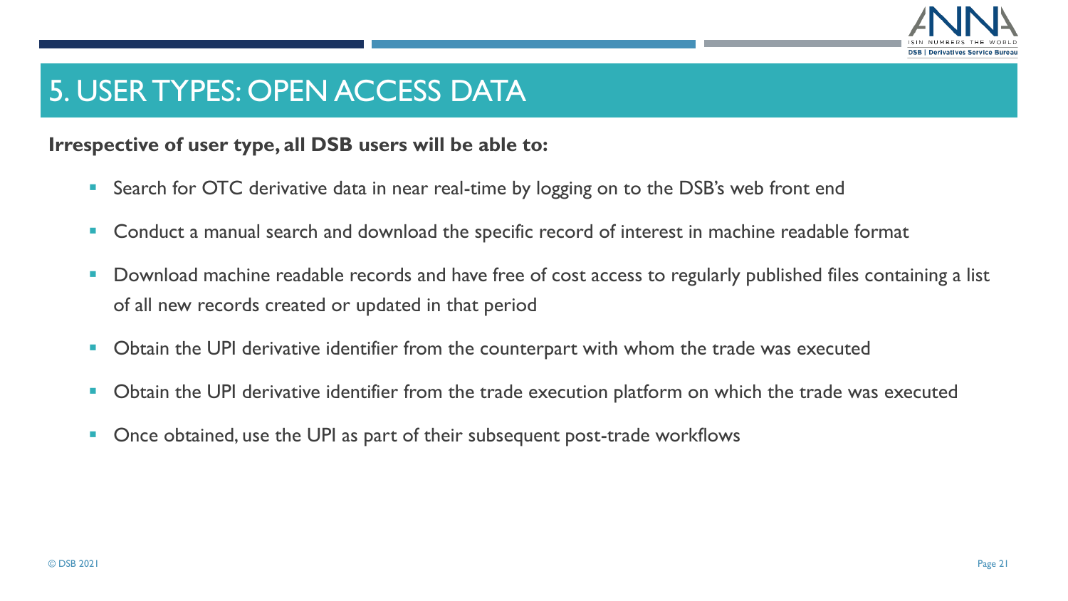# 5. USER TYPES: OPEN ACCESS DATA

**Irrespective of user type, all DSB users will be able to:**

- Search for OTC derivative data in near real-time by logging on to the DSB's web front end
- Conduct a manual search and download the specific record of interest in machine readable format
- Download machine readable records and have free of cost access to regularly published files containing a list of all new records created or updated in that period
- Obtain the UPI derivative identifier from the counterpart with whom the trade was executed
- Obtain the UPI derivative identifier from the trade execution platform on which the trade was executed
- Once obtained, use the UPI as part of their subsequent post-trade workflows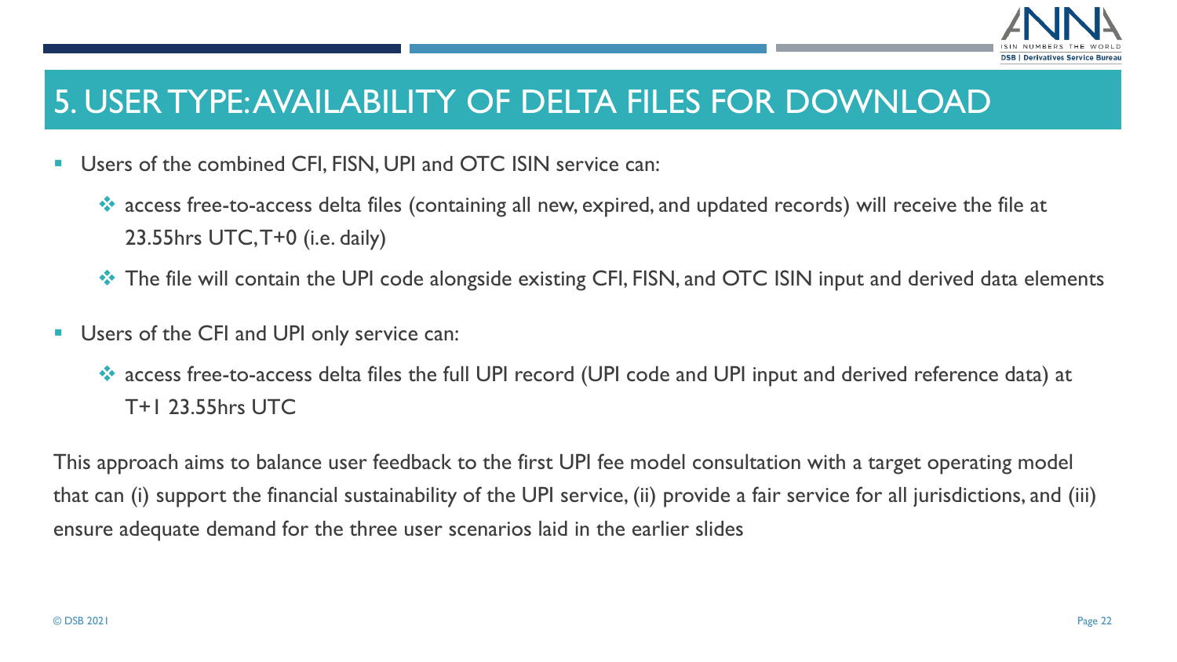# 5. USER TYPE: AVAILABILITY OF DELTA FILES FOR DOWNLOAD

- Users of the combined CFI, FISN, UPI and OTC ISIN service can:
  - access free-to-access delta files (containing all new, expired, and updated records) will receive the file at 23.55hrs UTC, T+0 (i.e. daily)
  - The file will contain the UPI code alongside existing CFI, FISN, and OTC ISIN input and derived data elements
- Users of the CFI and UPI only service can:
  - access free-to-access delta files the full UPI record (UPI code and UPI input and derived reference data) at T+1 23.55hrs UTC

This approach aims to balance user feedback to the first UPI fee model consultation with a target operating model that can (i) support the financial sustainability of the UPI service, (ii) provide a fair service for all jurisdictions, and (iii) ensure adequate demand for the three user scenarios laid in the earlier slides

© DSB 2021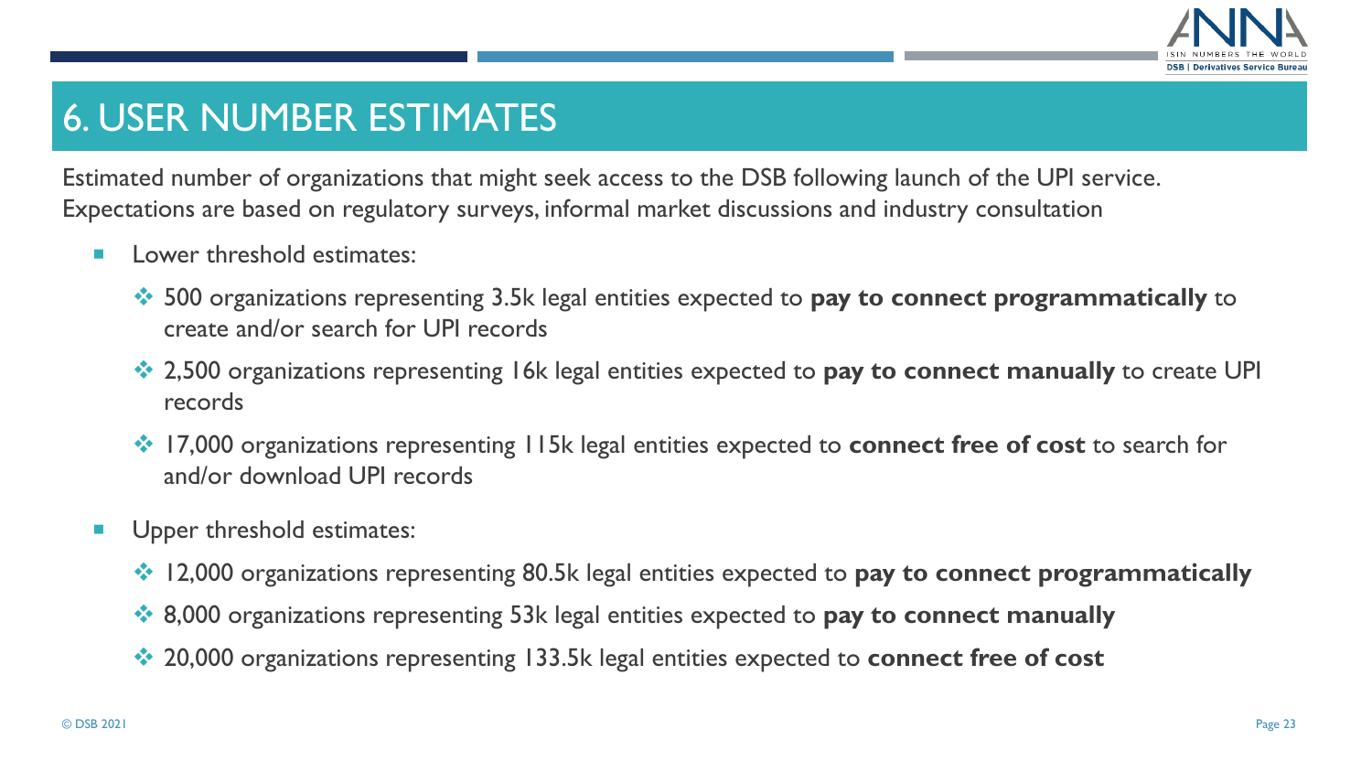# 6. USER NUMBER ESTIMATES

Estimated number of organizations that might seek access to the DSB following launch of the UPI service. Expectations are based on regulatory surveys, informal market discussions and industry consultation

- Lower threshold estimates:
  - 500 organizations representing 3.5k legal entities expected to **pay to connect programmatically** to create and/or search for UPI records
  - 2,500 organizations representing 16k legal entities expected to **pay to connect manually** to create UPI records
  - 17,000 organizations representing 115k legal entities expected to **connect free of cost** to search for and/or download UPI records
- Upper threshold estimates:
  - 12,000 organizations representing 80.5k legal entities expected to **pay to connect programmatically**
  - 8,000 organizations representing 53k legal entities expected to **pay to connect manually**
  - 20,000 organizations representing 133.5k legal entities expected to **connect free of cost**

© DSB 2021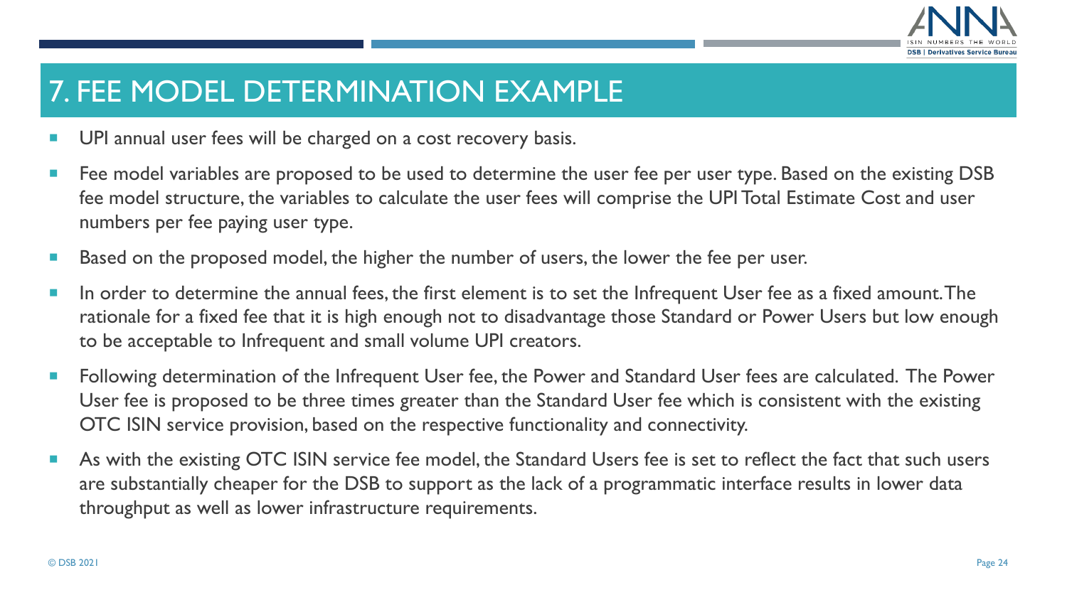# 7. FEE MODEL DETERMINATION EXAMPLE

- UPI annual user fees will be charged on a cost recovery basis.
- Fee model variables are proposed to be used to determine the user fee per user type. Based on the existing DSB fee model structure, the variables to calculate the user fees will comprise the UPI Total Estimate Cost and user numbers per fee paying user type.
- Based on the proposed model, the higher the number of users, the lower the fee per user.
- In order to determine the annual fees, the first element is to set the Infrequent User fee as a fixed amount. The rationale for a fixed fee that it is high enough not to disadvantage those Standard or Power Users but low enough to be acceptable to Infrequent and small volume UPI creators.
- Following determination of the Infrequent User fee, the Power and Standard User fees are calculated. The Power User fee is proposed to be three times greater than the Standard User fee which is consistent with the existing OTC ISIN service provision, based on the respective functionality and connectivity.
- As with the existing OTC ISIN service fee model, the Standard Users fee is set to reflect the fact that such users are substantially cheaper for the DSB to support as the lack of a programmatic interface results in lower data throughput as well as lower infrastructure requirements.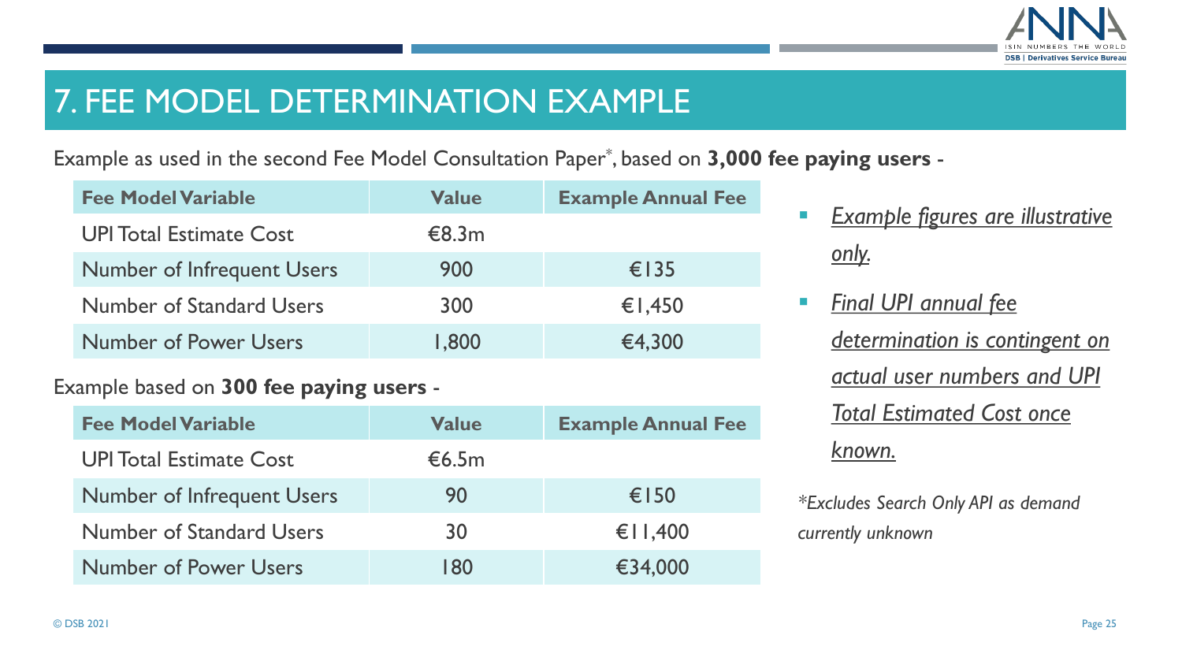# 7. FEE MODEL DETERMINATION EXAMPLE

Example as used in the second Fee Model Consultation Paper*, based on **3,000 fee paying users** -

| Fee Model Variable | Value | Example Annual Fee |
|---|---|---|
| UPI Total Estimate Cost | €8.3m | |
| Number of Infrequent Users | 900 | €135 |
| Number of Standard Users | 300 | €1,450 |
| Number of Power Users | 1,800 | €4,300 |

Example based on **300 fee paying users** -

| Fee Model Variable | Value | Example Annual Fee |
|---|---|---|
| UPI Total Estimate Cost | €6.5m | |
| Number of Infrequent Users | 90 | €150 |
| Number of Standard Users | 30 | €11,400 |
| Number of Power Users | 180 | €34,000 |

- *Example figures are illustrative only.*
- *Final UPI annual fee determination is contingent on actual user numbers and UPI Total Estimated Cost once known.*

*\*Excludes Search Only API as demand currently unknown*

© DSB 2021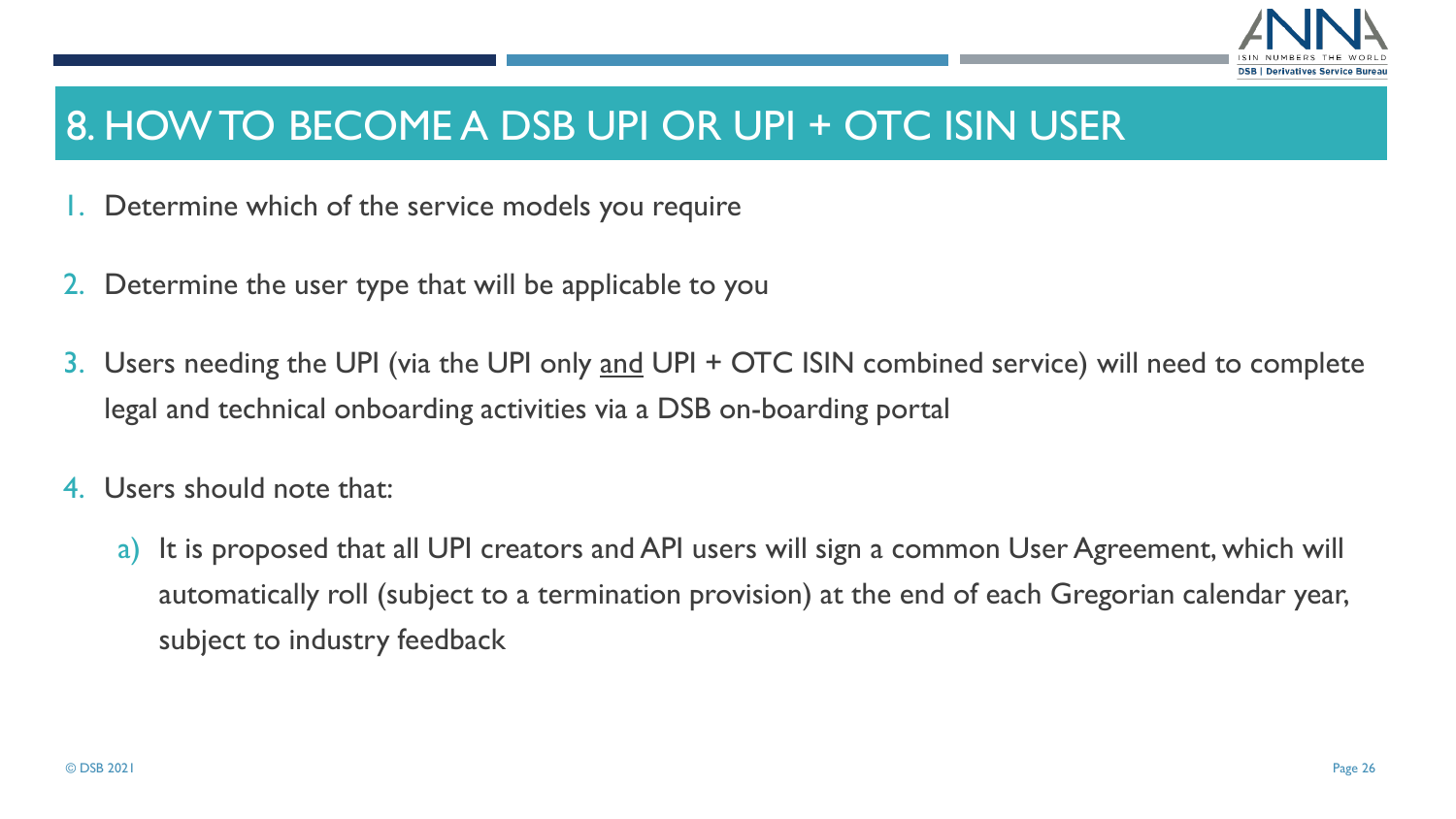# 8. HOW TO BECOME A DSB UPI OR UPI + OTC ISIN USER

1. Determine which of the service models you require
2. Determine the user type that will be applicable to you
3. Users needing the UPI (via the UPI only <u>and</u> UPI + OTC ISIN combined service) will need to complete legal and technical onboarding activities via a DSB on-boarding portal
4. Users should note that:
   a) It is proposed that all UPI creators and API users will sign a common User Agreement, which will automatically roll (subject to a termination provision) at the end of each Gregorian calendar year, subject to industry feedback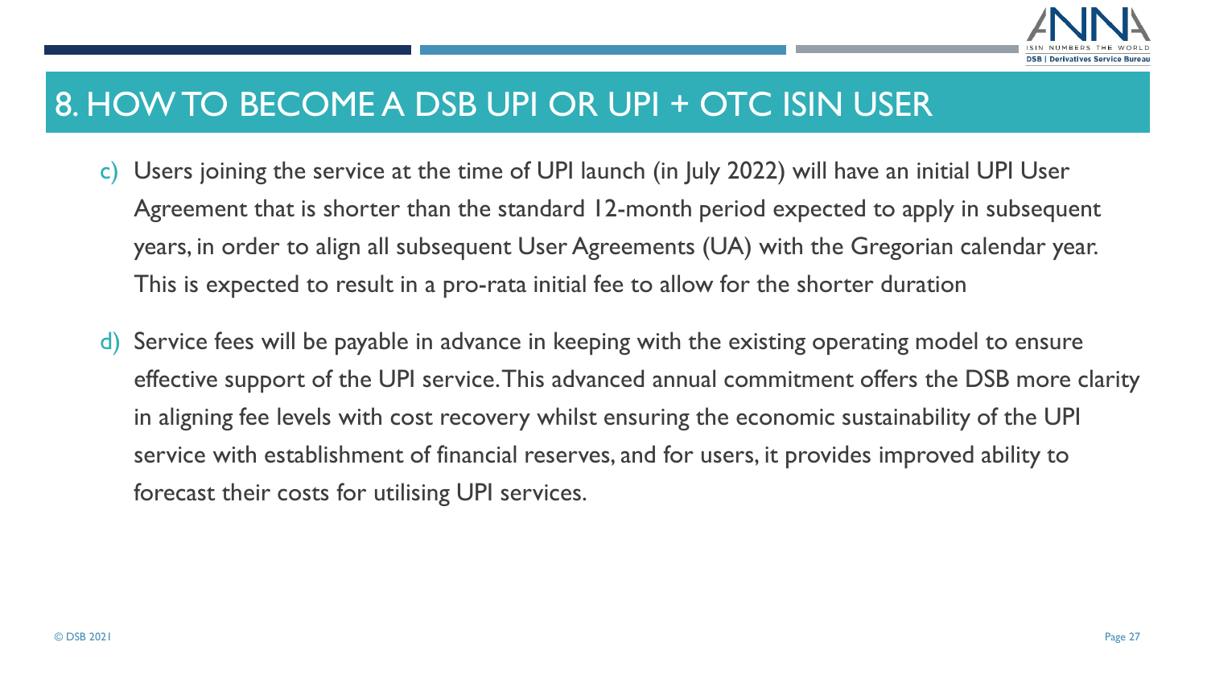# 8. HOW TO BECOME A DSB UPI OR UPI + OTC ISIN USER

c) Users joining the service at the time of UPI launch (in July 2022) will have an initial UPI User Agreement that is shorter than the standard 12-month period expected to apply in subsequent years, in order to align all subsequent User Agreements (UA) with the Gregorian calendar year. This is expected to result in a pro-rata initial fee to allow for the shorter duration

d) Service fees will be payable in advance in keeping with the existing operating model to ensure effective support of the UPI service. This advanced annual commitment offers the DSB more clarity in aligning fee levels with cost recovery whilst ensuring the economic sustainability of the UPI service with establishment of financial reserves, and for users, it provides improved ability to forecast their costs for utilising UPI services.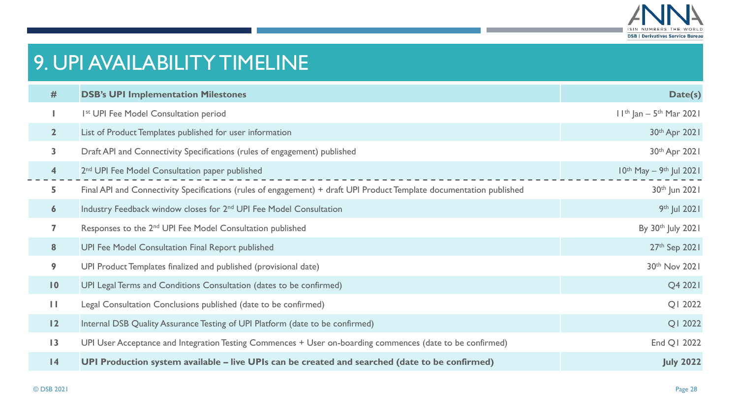# 9. UPI AVAILABILITY TIMELINE

| # | DSB's UPI Implementation Milestones | Date(s) |
|---|---|---|
| 1 | 1st UPI Fee Model Consultation period | 11th Jan – 5th Mar 2021 |
| 2 | List of Product Templates published for user information | 30th Apr 2021 |
| 3 | Draft API and Connectivity Specifications (rules of engagement) published | 30th Apr 2021 |
| 4 | 2nd UPI Fee Model Consultation paper published | 10th May – 9th Jul 2021 |
| 5 | Final API and Connectivity Specifications (rules of engagement) + draft UPI Product Template documentation published | 30th Jun 2021 |
| 6 | Industry Feedback window closes for 2nd UPI Fee Model Consultation | 9th Jul 2021 |
| 7 | Responses to the 2nd UPI Fee Model Consultation published | By 30th July 2021 |
| 8 | UPI Fee Model Consultation Final Report published | 27th Sep 2021 |
| 9 | UPI Product Templates finalized and published (provisional date) | 30th Nov 2021 |
| 10 | UPI Legal Terms and Conditions Consultation (dates to be confirmed) | Q4 2021 |
| 11 | Legal Consultation Conclusions published (date to be confirmed) | Q1 2022 |
| 12 | Internal DSB Quality Assurance Testing of UPI Platform (date to be confirmed) | Q1 2022 |
| 13 | UPI User Acceptance and Integration Testing Commences + User on-boarding commences (date to be confirmed) | End Q1 2022 |
| **14** | **UPI Production system available – live UPIs can be created and searched (date to be confirmed)** | **July 2022** |

© DSB 2021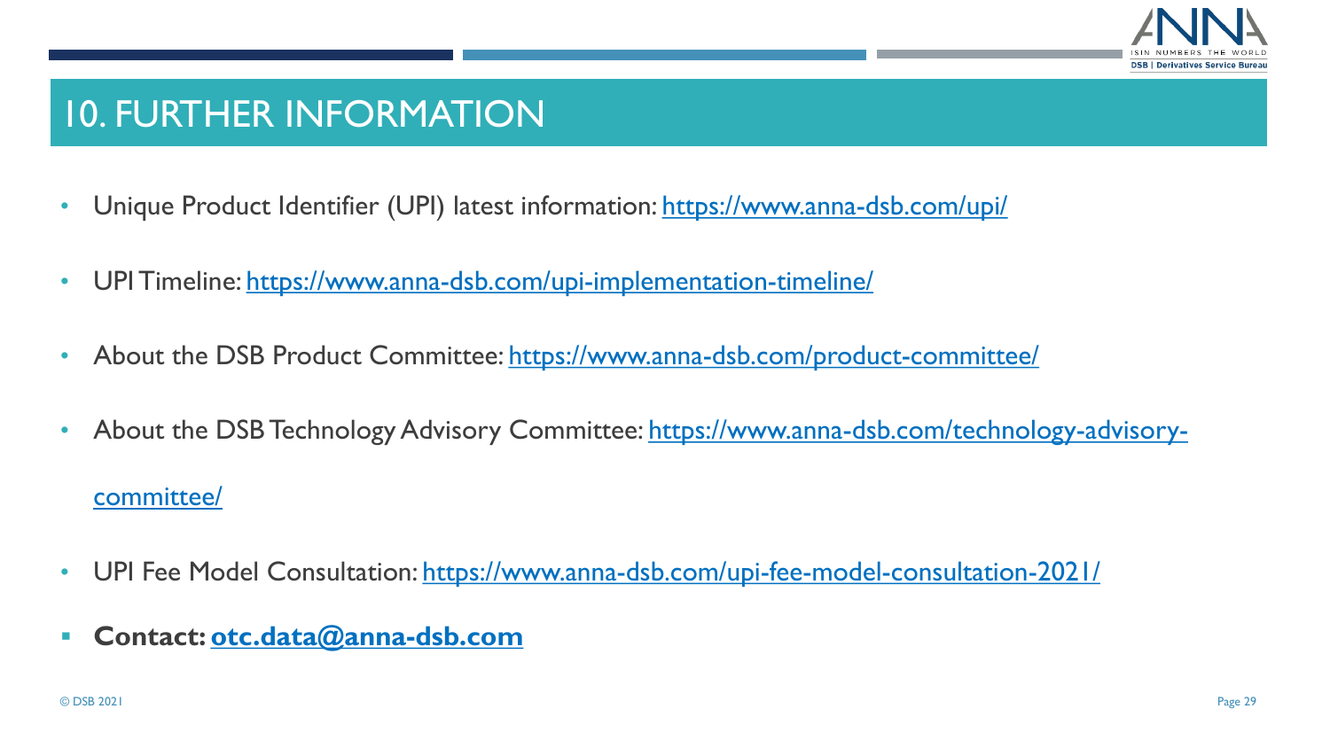# 10. FURTHER INFORMATION

- Unique Product Identifier (UPI) latest information: https://www.anna-dsb.com/upi/
- UPI Timeline: https://www.anna-dsb.com/upi-implementation-timeline/
- About the DSB Product Committee: https://www.anna-dsb.com/product-committee/
- About the DSB Technology Advisory Committee: https://www.anna-dsb.com/technology-advisory-committee/
- UPI Fee Model Consultation: https://www.anna-dsb.com/upi-fee-model-consultation-2021/
- **Contact: otc.data@anna-dsb.com**

© DSB 2021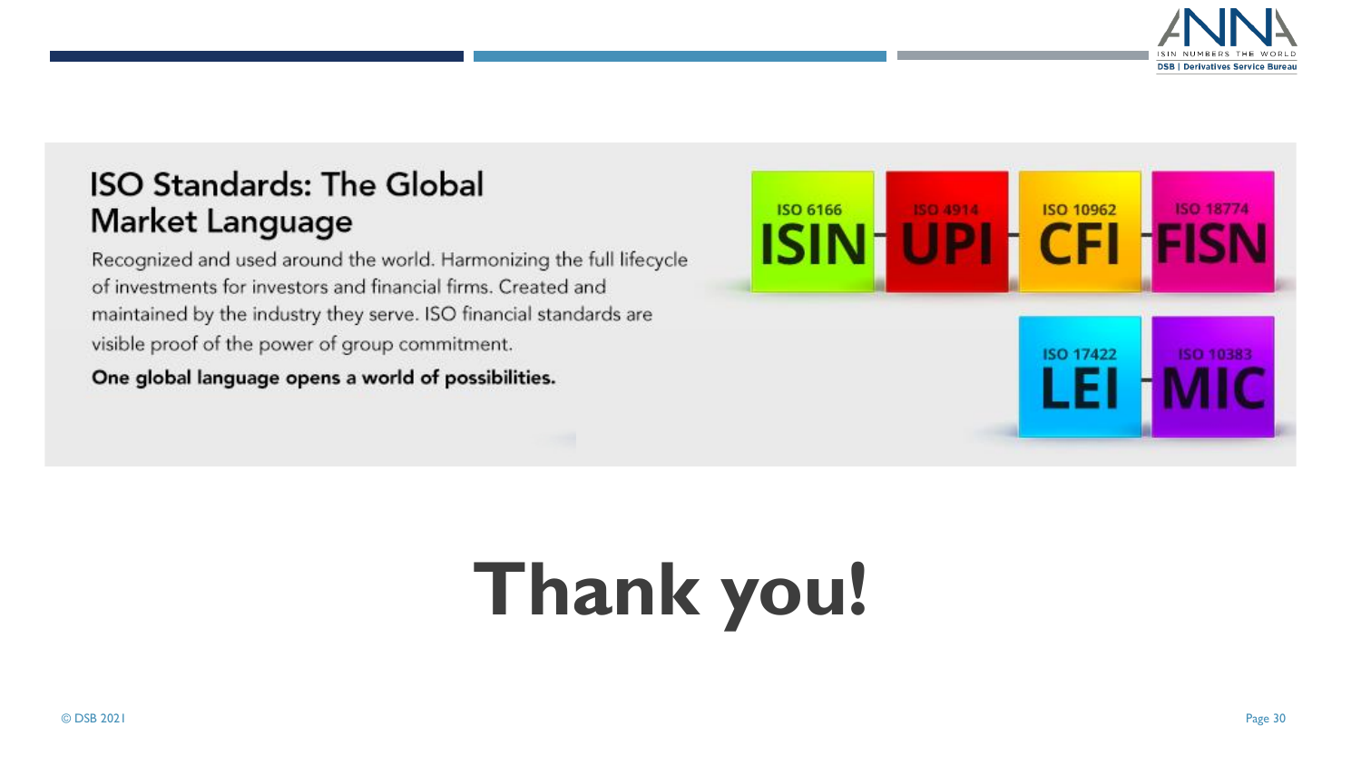## ISO Standards: The Global Market Language

Recognized and used around the world. Harmonizing the full lifecycle of investments for investors and financial firms. Created and maintained by the industry they serve. ISO financial standards are visible proof of the power of group commitment.

**One global language opens a world of possibilities.**

ISO 6166 ISIN
ISO 4914 UPI
ISO 10962 CFI
ISO 18774 FISN
ISO 17422 LEI
ISO 10383 MIC

# Thank you!